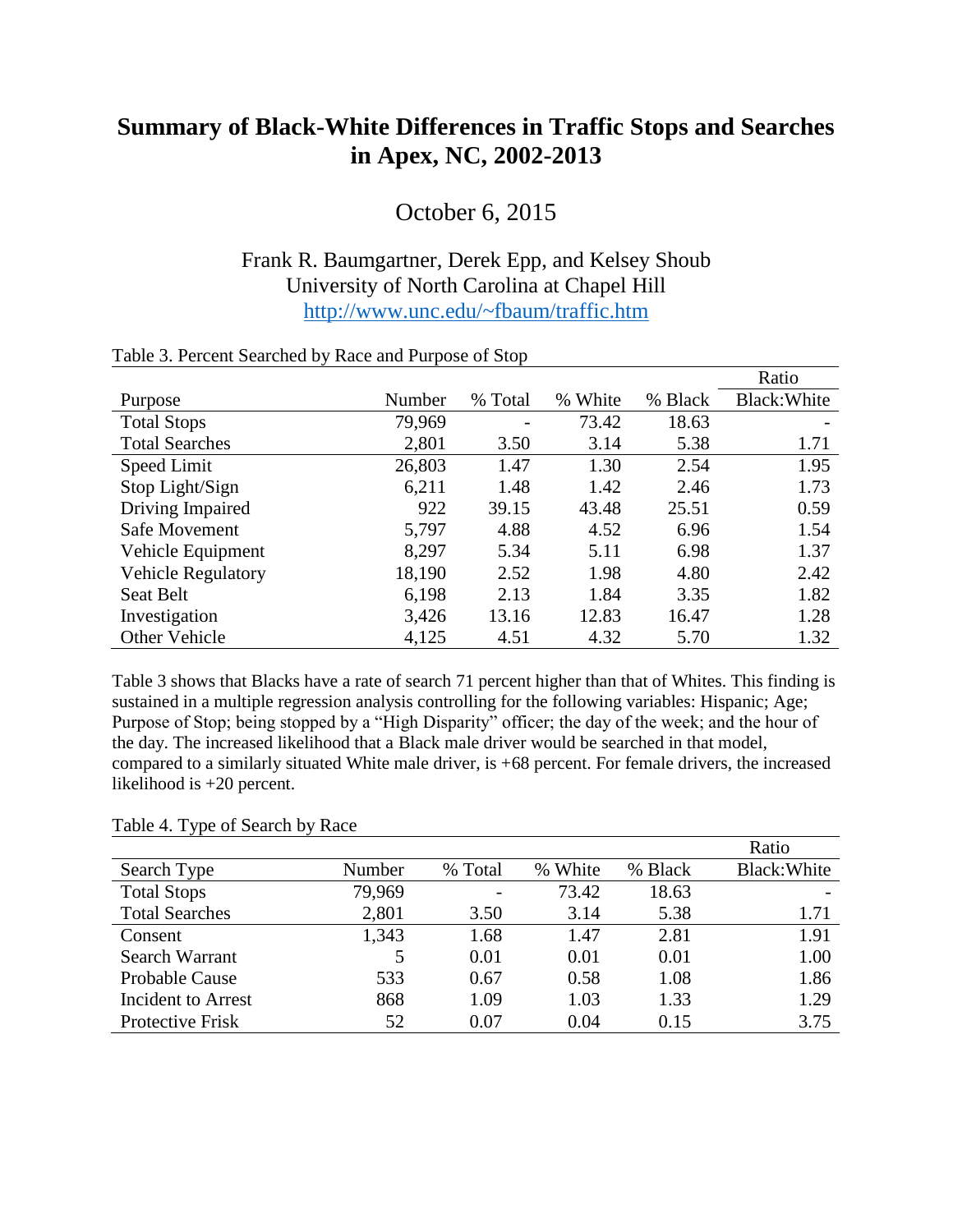# Summary of Black-White Differences in Traffic Stops and Searches in Apex, NC, 2002-2013

October 6, 2015

Frank R. Baumgartner, Derek Epp, and Kelsey Shoub
University of North Carolina at Chapel Hill
http://www.unc.edu/~fbaum/traffic.htm

Table 3. Percent Searched by Race and Purpose of Stop

| Purpose | Number | % Total | % White | % Black | Ratio Black:White |
|---|---|---|---|---|---|
| Total Stops | 79,969 | - | 73.42 | 18.63 | - |
| Total Searches | 2,801 | 3.50 | 3.14 | 5.38 | 1.71 |
| Speed Limit | 26,803 | 1.47 | 1.30 | 2.54 | 1.95 |
| Stop Light/Sign | 6,211 | 1.48 | 1.42 | 2.46 | 1.73 |
| Driving Impaired | 922 | 39.15 | 43.48 | 25.51 | 0.59 |
| Safe Movement | 5,797 | 4.88 | 4.52 | 6.96 | 1.54 |
| Vehicle Equipment | 8,297 | 5.34 | 5.11 | 6.98 | 1.37 |
| Vehicle Regulatory | 18,190 | 2.52 | 1.98 | 4.80 | 2.42 |
| Seat Belt | 6,198 | 2.13 | 1.84 | 3.35 | 1.82 |
| Investigation | 3,426 | 13.16 | 12.83 | 16.47 | 1.28 |
| Other Vehicle | 4,125 | 4.51 | 4.32 | 5.70 | 1.32 |

Table 3 shows that Blacks have a rate of search 71 percent higher than that of Whites. This finding is sustained in a multiple regression analysis controlling for the following variables: Hispanic; Age; Purpose of Stop; being stopped by a "High Disparity" officer; the day of the week; and the hour of the day. The increased likelihood that a Black male driver would be searched in that model, compared to a similarly situated White male driver, is +68 percent. For female drivers, the increased likelihood is +20 percent.

Table 4. Type of Search by Race

| Search Type | Number | % Total | % White | % Black | Ratio Black:White |
|---|---|---|---|---|---|
| Total Stops | 79,969 | - | 73.42 | 18.63 | - |
| Total Searches | 2,801 | 3.50 | 3.14 | 5.38 | 1.71 |
| Consent | 1,343 | 1.68 | 1.47 | 2.81 | 1.91 |
| Search Warrant | 5 | 0.01 | 0.01 | 0.01 | 1.00 |
| Probable Cause | 533 | 0.67 | 0.58 | 1.08 | 1.86 |
| Incident to Arrest | 868 | 1.09 | 1.03 | 1.33 | 1.29 |
| Protective Frisk | 52 | 0.07 | 0.04 | 0.15 | 3.75 |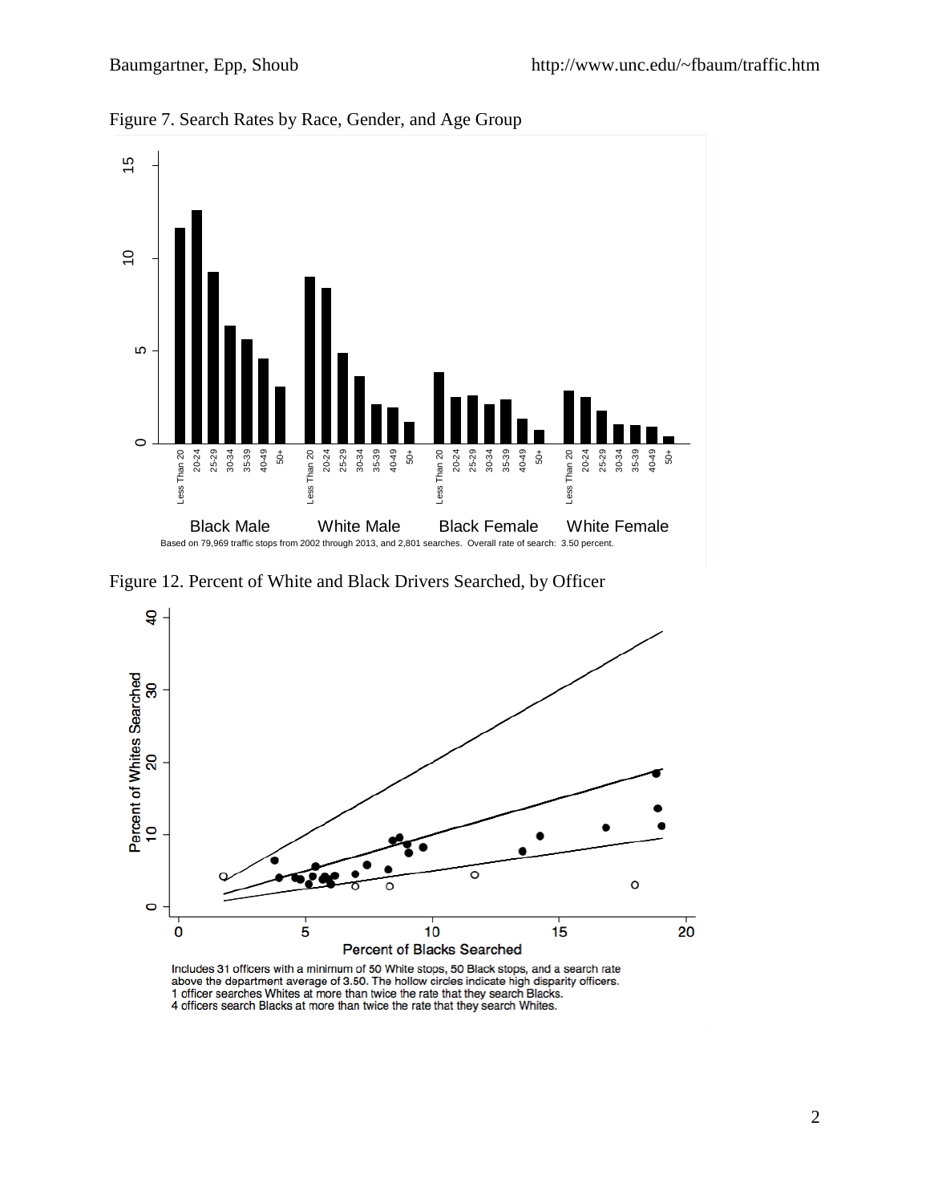Figure 7. Search Rates by Race, Gender, and Age Group

15

10

5

0

Less Than 20
20-24
25-29
30-34
35-39
40-49
50+

Black Male

White Male

Black Female

White Female

Based on 79,969 traffic stops from 2002 through 2013, and 2,801 searches. Overall rate of search: 3.50 percent.

Figure 12. Percent of White and Black Drivers Searched, by Officer

Percent of Whites Searched

0
10
20
30
40

Percent of Blacks Searched

0
5
10
15
20

Includes 31 officers with a minimum of 50 White stops, 50 Black stops, and a search rate above the department average of 3.50. The hollow circles indicate high disparity officers.
1 officer searches Whites at more than twice the rate that they search Blacks.
4 officers search Blacks at more than twice the rate that they search Whites.